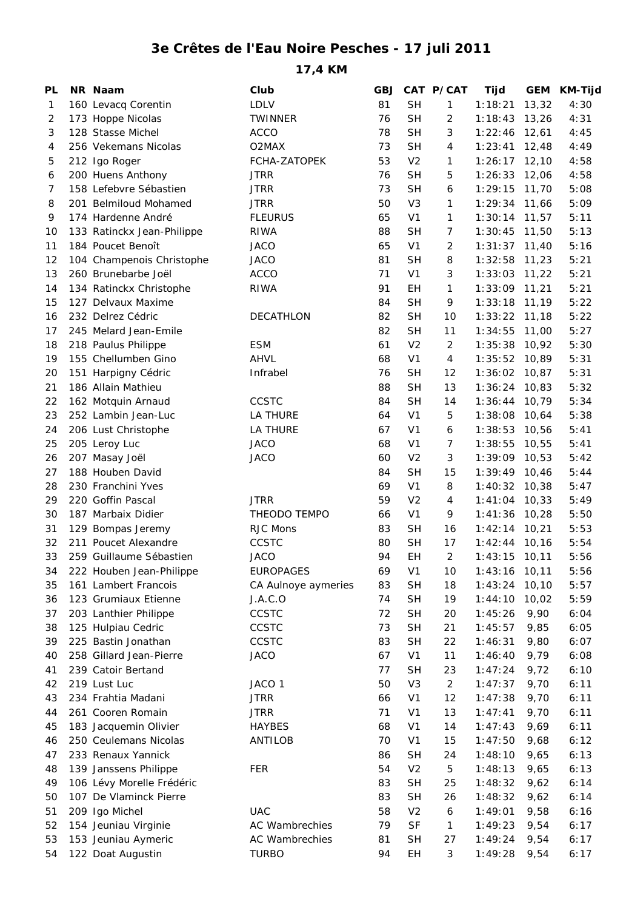# 3e Crêtes de l'Eau Noire Pesches - 17 juli 2011

## 17,4 KM

| PL | NR | Naam | Club | GBJ | CAT | P/CAT | Tijd | GEM | KM-Tijd |
|---|---|---|---|---|---|---|---|---|---|
| 1 | 160 | Levacq Corentin | LDLV | 81 | SH | 1 | 1:18:21 | 13,32 | 4:30 |
| 2 | 173 | Hoppe Nicolas | TWINNER | 76 | SH | 2 | 1:18:43 | 13,26 | 4:31 |
| 3 | 128 | Stasse Michel | ACCO | 78 | SH | 3 | 1:22:46 | 12,61 | 4:45 |
| 4 | 256 | Vekemans Nicolas | O2MAX | 73 | SH | 4 | 1:23:41 | 12,48 | 4:49 |
| 5 | 212 | Igo Roger | FCHA-ZATOPEK | 53 | V2 | 1 | 1:26:17 | 12,10 | 4:58 |
| 6 | 200 | Huens Anthony | JTRR | 76 | SH | 5 | 1:26:33 | 12,06 | 4:58 |
| 7 | 158 | Lefebvre Sébastien | JTRR | 73 | SH | 6 | 1:29:15 | 11,70 | 5:08 |
| 8 | 201 | Belmiloud Mohamed | JTRR | 50 | V3 | 1 | 1:29:34 | 11,66 | 5:09 |
| 9 | 174 | Hardenne André | FLEURUS | 65 | V1 | 1 | 1:30:14 | 11,57 | 5:11 |
| 10 | 133 | Ratinckx Jean-Philippe | RIWA | 88 | SH | 7 | 1:30:45 | 11,50 | 5:13 |
| 11 | 184 | Poucet Benoît | JACO | 65 | V1 | 2 | 1:31:37 | 11,40 | 5:16 |
| 12 | 104 | Champenois Christophe | JACO | 81 | SH | 8 | 1:32:58 | 11,23 | 5:21 |
| 13 | 260 | Brunebarbe Joël | ACCO | 71 | V1 | 3 | 1:33:03 | 11,22 | 5:21 |
| 14 | 134 | Ratinckx Christophe | RIWA | 91 | EH | 1 | 1:33:09 | 11,21 | 5:21 |
| 15 | 127 | Delvaux Maxime | | 84 | SH | 9 | 1:33:18 | 11,19 | 5:22 |
| 16 | 232 | Delrez Cédric | DECATHLON | 82 | SH | 10 | 1:33:22 | 11,18 | 5:22 |
| 17 | 245 | Melard Jean-Emile | | 82 | SH | 11 | 1:34:55 | 11,00 | 5:27 |
| 18 | 218 | Paulus Philippe | ESM | 61 | V2 | 2 | 1:35:38 | 10,92 | 5:30 |
| 19 | 155 | Chellumben Gino | AHVL | 68 | V1 | 4 | 1:35:52 | 10,89 | 5:31 |
| 20 | 151 | Harpigny Cédric | Infrabel | 76 | SH | 12 | 1:36:02 | 10,87 | 5:31 |
| 21 | 186 | Allain Mathieu | | 88 | SH | 13 | 1:36:24 | 10,83 | 5:32 |
| 22 | 162 | Motquin Arnaud | CCSTC | 84 | SH | 14 | 1:36:44 | 10,79 | 5:34 |
| 23 | 252 | Lambin Jean-Luc | LA THURE | 64 | V1 | 5 | 1:38:08 | 10,64 | 5:38 |
| 24 | 206 | Lust Christophe | LA THURE | 67 | V1 | 6 | 1:38:53 | 10,56 | 5:41 |
| 25 | 205 | Leroy Luc | JACO | 68 | V1 | 7 | 1:38:55 | 10,55 | 5:41 |
| 26 | 207 | Masay Joël | JACO | 60 | V2 | 3 | 1:39:09 | 10,53 | 5:42 |
| 27 | 188 | Houben David | | 84 | SH | 15 | 1:39:49 | 10,46 | 5:44 |
| 28 | 230 | Franchini Yves | | 69 | V1 | 8 | 1:40:32 | 10,38 | 5:47 |
| 29 | 220 | Goffin Pascal | JTRR | 59 | V2 | 4 | 1:41:04 | 10,33 | 5:49 |
| 30 | 187 | Marbaix Didier | THEODO TEMPO | 66 | V1 | 9 | 1:41:36 | 10,28 | 5:50 |
| 31 | 129 | Bompas Jeremy | RJC Mons | 83 | SH | 16 | 1:42:14 | 10,21 | 5:53 |
| 32 | 211 | Poucet Alexandre | CCSTC | 80 | SH | 17 | 1:42:44 | 10,16 | 5:54 |
| 33 | 259 | Guillaume Sébastien | JACO | 94 | EH | 2 | 1:43:15 | 10,11 | 5:56 |
| 34 | 222 | Houben Jean-Philippe | EUROPAGES | 69 | V1 | 10 | 1:43:16 | 10,11 | 5:56 |
| 35 | 161 | Lambert Francois | CA Aulnoye aymeries | 83 | SH | 18 | 1:43:24 | 10,10 | 5:57 |
| 36 | 123 | Grumiaux Etienne | J.A.C.O | 74 | SH | 19 | 1:44:10 | 10,02 | 5:59 |
| 37 | 203 | Lanthier Philippe | CCSTC | 72 | SH | 20 | 1:45:26 | 9,90 | 6:04 |
| 38 | 125 | Hulpiau Cedric | CCSTC | 73 | SH | 21 | 1:45:57 | 9,85 | 6:05 |
| 39 | 225 | Bastin Jonathan | CCSTC | 83 | SH | 22 | 1:46:31 | 9,80 | 6:07 |
| 40 | 258 | Gillard Jean-Pierre | JACO | 67 | V1 | 11 | 1:46:40 | 9,79 | 6:08 |
| 41 | 239 | Catoir Bertand | | 77 | SH | 23 | 1:47:24 | 9,72 | 6:10 |
| 42 | 219 | Lust Luc | JACO 1 | 50 | V3 | 2 | 1:47:37 | 9,70 | 6:11 |
| 43 | 234 | Frahtia Madani | JTRR | 66 | V1 | 12 | 1:47:38 | 9,70 | 6:11 |
| 44 | 261 | Cooren Romain | JTRR | 71 | V1 | 13 | 1:47:41 | 9,70 | 6:11 |
| 45 | 183 | Jacquemin Olivier | HAYBES | 68 | V1 | 14 | 1:47:43 | 9,69 | 6:11 |
| 46 | 250 | Ceulemans Nicolas | ANTILOB | 70 | V1 | 15 | 1:47:50 | 9,68 | 6:12 |
| 47 | 233 | Renaux Yannick | | 86 | SH | 24 | 1:48:10 | 9,65 | 6:13 |
| 48 | 139 | Janssens Philippe | FER | 54 | V2 | 5 | 1:48:13 | 9,65 | 6:13 |
| 49 | 106 | Lévy Morelle Frédéric | | 83 | SH | 25 | 1:48:32 | 9,62 | 6:14 |
| 50 | 107 | De Vlaminck Pierre | | 83 | SH | 26 | 1:48:32 | 9,62 | 6:14 |
| 51 | 209 | Igo Michel | UAC | 58 | V2 | 6 | 1:49:01 | 9,58 | 6:16 |
| 52 | 154 | Jeuniau Virginie | AC Wambrechies | 79 | SF | 1 | 1:49:23 | 9,54 | 6:17 |
| 53 | 153 | Jeuniau Aymeric | AC Wambrechies | 81 | SH | 27 | 1:49:24 | 9,54 | 6:17 |
| 54 | 122 | Doat Augustin | TURBO | 94 | EH | 3 | 1:49:28 | 9,54 | 6:17 |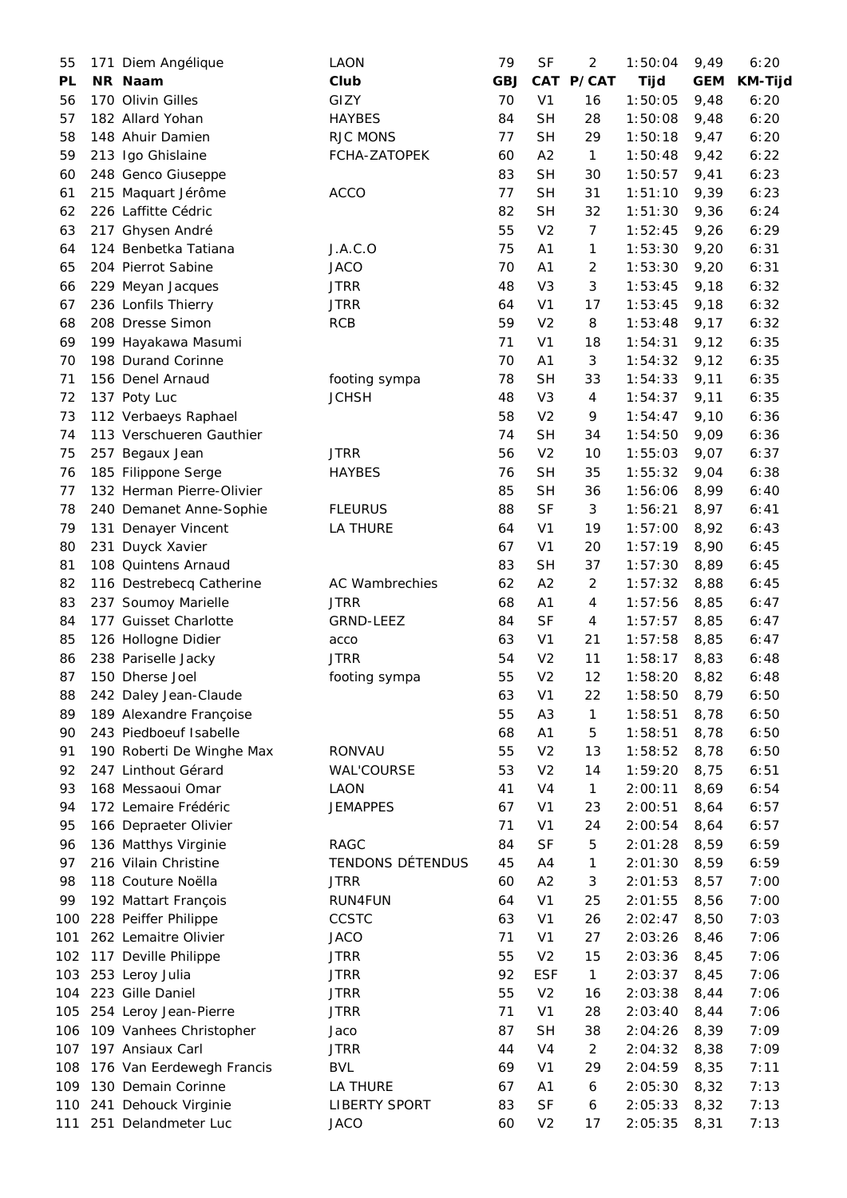| PL | NR | Naam | Club | GBJ | CAT | P/CAT | Tijd | GEM | KM-Tijd |
|---|---|---|---|---|---|---|---|---|---|
| 55 | 171 | Diem Angélique | LAON | 79 | SF | 2 | 1:50:04 | 9,49 | 6:20 |
| 56 | 170 | Olivin Gilles | GIZY | 70 | V1 | 16 | 1:50:05 | 9,48 | 6:20 |
| 57 | 182 | Allard Yohan | HAYBES | 84 | SH | 28 | 1:50:08 | 9,48 | 6:20 |
| 58 | 148 | Ahuir Damien | RJC MONS | 77 | SH | 29 | 1:50:18 | 9,47 | 6:20 |
| 59 | 213 | Igo Ghislaine | FCHA-ZATOPEK | 60 | A2 | 1 | 1:50:48 | 9,42 | 6:22 |
| 60 | 248 | Genco Giuseppe | | 83 | SH | 30 | 1:50:57 | 9,41 | 6:23 |
| 61 | 215 | Maquart Jérôme | ACCO | 77 | SH | 31 | 1:51:10 | 9,39 | 6:23 |
| 62 | 226 | Laffitte Cédric | | 82 | SH | 32 | 1:51:30 | 9,36 | 6:24 |
| 63 | 217 | Ghysen André | | 55 | V2 | 7 | 1:52:45 | 9,26 | 6:29 |
| 64 | 124 | Benbetka Tatiana | J.A.C.O | 75 | A1 | 1 | 1:53:30 | 9,20 | 6:31 |
| 65 | 204 | Pierrot Sabine | JACO | 70 | A1 | 2 | 1:53:30 | 9,20 | 6:31 |
| 66 | 229 | Meyan Jacques | JTRR | 48 | V3 | 3 | 1:53:45 | 9,18 | 6:32 |
| 67 | 236 | Lonfils Thierry | JTRR | 64 | V1 | 17 | 1:53:45 | 9,18 | 6:32 |
| 68 | 208 | Dresse Simon | RCB | 59 | V2 | 8 | 1:53:48 | 9,17 | 6:32 |
| 69 | 199 | Hayakawa Masumi | | 71 | V1 | 18 | 1:54:31 | 9,12 | 6:35 |
| 70 | 198 | Durand Corinne | | 70 | A1 | 3 | 1:54:32 | 9,12 | 6:35 |
| 71 | 156 | Denel Arnaud | footing sympa | 78 | SH | 33 | 1:54:33 | 9,11 | 6:35 |
| 72 | 137 | Poty Luc | JCHSH | 48 | V3 | 4 | 1:54:37 | 9,11 | 6:35 |
| 73 | 112 | Verbaeys Raphael | | 58 | V2 | 9 | 1:54:47 | 9,10 | 6:36 |
| 74 | 113 | Verschueren Gauthier | | 74 | SH | 34 | 1:54:50 | 9,09 | 6:36 |
| 75 | 257 | Begaux Jean | JTRR | 56 | V2 | 10 | 1:55:03 | 9,07 | 6:37 |
| 76 | 185 | Filippone Serge | HAYBES | 76 | SH | 35 | 1:55:32 | 9,04 | 6:38 |
| 77 | 132 | Herman Pierre-Olivier | | 85 | SH | 36 | 1:56:06 | 8,99 | 6:40 |
| 78 | 240 | Demanet Anne-Sophie | FLEURUS | 88 | SF | 3 | 1:56:21 | 8,97 | 6:41 |
| 79 | 131 | Denayer Vincent | LA THURE | 64 | V1 | 19 | 1:57:00 | 8,92 | 6:43 |
| 80 | 231 | Duyck Xavier | | 67 | V1 | 20 | 1:57:19 | 8,90 | 6:45 |
| 81 | 108 | Quintens Arnaud | | 83 | SH | 37 | 1:57:30 | 8,89 | 6:45 |
| 82 | 116 | Destrebecq Catherine | AC Wambrechies | 62 | A2 | 2 | 1:57:32 | 8,88 | 6:45 |
| 83 | 237 | Soumoy Marielle | JTRR | 68 | A1 | 4 | 1:57:56 | 8,85 | 6:47 |
| 84 | 177 | Guisset Charlotte | GRND-LEEZ | 84 | SF | 4 | 1:57:57 | 8,85 | 6:47 |
| 85 | 126 | Hollogne Didier | acco | 63 | V1 | 21 | 1:57:58 | 8,85 | 6:47 |
| 86 | 238 | Pariselle Jacky | JTRR | 54 | V2 | 11 | 1:58:17 | 8,83 | 6:48 |
| 87 | 150 | Dherse Joel | footing sympa | 55 | V2 | 12 | 1:58:20 | 8,82 | 6:48 |
| 88 | 242 | Daley Jean-Claude | | 63 | V1 | 22 | 1:58:50 | 8,79 | 6:50 |
| 89 | 189 | Alexandre Françoise | | 55 | A3 | 1 | 1:58:51 | 8,78 | 6:50 |
| 90 | 243 | Piedboeuf Isabelle | | 68 | A1 | 5 | 1:58:51 | 8,78 | 6:50 |
| 91 | 190 | Roberti De Winghe Max | RONVAU | 55 | V2 | 13 | 1:58:52 | 8,78 | 6:50 |
| 92 | 247 | Linthout Gérard | WAL'COURSE | 53 | V2 | 14 | 1:59:20 | 8,75 | 6:51 |
| 93 | 168 | Messaoui Omar | LAON | 41 | V4 | 1 | 2:00:11 | 8,69 | 6:54 |
| 94 | 172 | Lemaire Frédéric | JEMAPPES | 67 | V1 | 23 | 2:00:51 | 8,64 | 6:57 |
| 95 | 166 | Depraeter Olivier | | 71 | V1 | 24 | 2:00:54 | 8,64 | 6:57 |
| 96 | 136 | Matthys Virginie | RAGC | 84 | SF | 5 | 2:01:28 | 8,59 | 6:59 |
| 97 | 216 | Vilain Christine | TENDONS DÉTENDUS | 45 | A4 | 1 | 2:01:30 | 8,59 | 6:59 |
| 98 | 118 | Couture Noëlla | JTRR | 60 | A2 | 3 | 2:01:53 | 8,57 | 7:00 |
| 99 | 192 | Mattart François | RUN4FUN | 64 | V1 | 25 | 2:01:55 | 8,56 | 7:00 |
| 100 | 228 | Peiffer Philippe | CCSTC | 63 | V1 | 26 | 2:02:47 | 8,50 | 7:03 |
| 101 | 262 | Lemaitre Olivier | JACO | 71 | V1 | 27 | 2:03:26 | 8,46 | 7:06 |
| 102 | 117 | Deville Philippe | JTRR | 55 | V2 | 15 | 2:03:36 | 8,45 | 7:06 |
| 103 | 253 | Leroy Julia | JTRR | 92 | ESF | 1 | 2:03:37 | 8,45 | 7:06 |
| 104 | 223 | Gille Daniel | JTRR | 55 | V2 | 16 | 2:03:38 | 8,44 | 7:06 |
| 105 | 254 | Leroy Jean-Pierre | JTRR | 71 | V1 | 28 | 2:03:40 | 8,44 | 7:06 |
| 106 | 109 | Vanhees Christopher | Jaco | 87 | SH | 38 | 2:04:26 | 8,39 | 7:09 |
| 107 | 197 | Ansiaux Carl | JTRR | 44 | V4 | 2 | 2:04:32 | 8,38 | 7:09 |
| 108 | 176 | Van Eerdewegh Francis | BVL | 69 | V1 | 29 | 2:04:59 | 8,35 | 7:11 |
| 109 | 130 | Demain Corinne | LA THURE | 67 | A1 | 6 | 2:05:30 | 8,32 | 7:13 |
| 110 | 241 | Dehouck Virginie | LIBERTY SPORT | 83 | SF | 6 | 2:05:33 | 8,32 | 7:13 |
| 111 | 251 | Delandmeter Luc | JACO | 60 | V2 | 17 | 2:05:35 | 8,31 | 7:13 |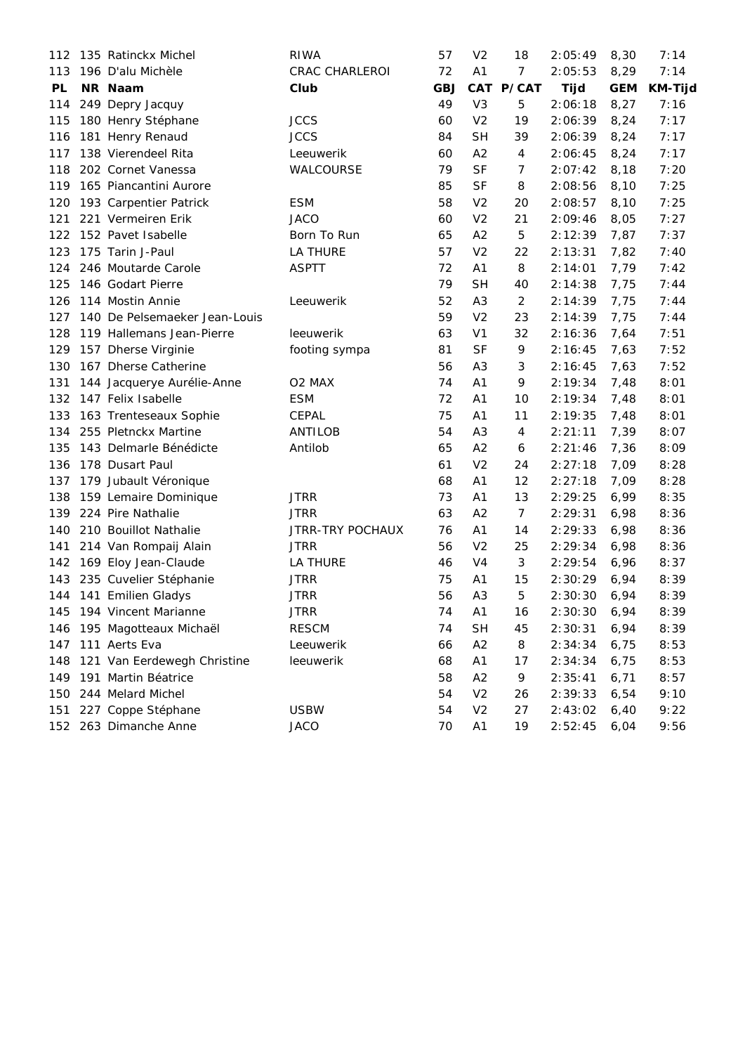| PL | NR | Naam | Club | GBJ | CAT | P/CAT | Tijd | GEM | KM-Tijd |
|---|---|---|---|---|---|---|---|---|---|
| 112 | 135 | Ratinckx Michel | RIWA | 57 | V2 | 18 | 2:05:49 | 8,30 | 7:14 |
| 113 | 196 | D'alu Michèle | CRAC CHARLEROI | 72 | A1 | 7 | 2:05:53 | 8,29 | 7:14 |
| 114 | 249 | Depry Jacquy | | 49 | V3 | 5 | 2:06:18 | 8,27 | 7:16 |
| 115 | 180 | Henry Stéphane | JCCS | 60 | V2 | 19 | 2:06:39 | 8,24 | 7:17 |
| 116 | 181 | Henry Renaud | JCCS | 84 | SH | 39 | 2:06:39 | 8,24 | 7:17 |
| 117 | 138 | Vierendeel Rita | Leeuwerik | 60 | A2 | 4 | 2:06:45 | 8,24 | 7:17 |
| 118 | 202 | Cornet Vanessa | WALCOURSE | 79 | SF | 7 | 2:07:42 | 8,18 | 7:20 |
| 119 | 165 | Piancantini Aurore | | 85 | SF | 8 | 2:08:56 | 8,10 | 7:25 |
| 120 | 193 | Carpentier Patrick | ESM | 58 | V2 | 20 | 2:08:57 | 8,10 | 7:25 |
| 121 | 221 | Vermeiren Erik | JACO | 60 | V2 | 21 | 2:09:46 | 8,05 | 7:27 |
| 122 | 152 | Pavet Isabelle | Born To Run | 65 | A2 | 5 | 2:12:39 | 7,87 | 7:37 |
| 123 | 175 | Tarin J-Paul | LA THURE | 57 | V2 | 22 | 2:13:31 | 7,82 | 7:40 |
| 124 | 246 | Moutarde Carole | ASPTT | 72 | A1 | 8 | 2:14:01 | 7,79 | 7:42 |
| 125 | 146 | Godart Pierre | | 79 | SH | 40 | 2:14:38 | 7,75 | 7:44 |
| 126 | 114 | Mostin Annie | Leeuwerik | 52 | A3 | 2 | 2:14:39 | 7,75 | 7:44 |
| 127 | 140 | De Pelsemaeker Jean-Louis | | 59 | V2 | 23 | 2:14:39 | 7,75 | 7:44 |
| 128 | 119 | Hallemans Jean-Pierre | leeuwerik | 63 | V1 | 32 | 2:16:36 | 7,64 | 7:51 |
| 129 | 157 | Dherse Virginie | footing sympa | 81 | SF | 9 | 2:16:45 | 7,63 | 7:52 |
| 130 | 167 | Dherse Catherine | | 56 | A3 | 3 | 2:16:45 | 7,63 | 7:52 |
| 131 | 144 | Jacquerye Aurélie-Anne | O2 MAX | 74 | A1 | 9 | 2:19:34 | 7,48 | 8:01 |
| 132 | 147 | Felix Isabelle | ESM | 72 | A1 | 10 | 2:19:34 | 7,48 | 8:01 |
| 133 | 163 | Trenteseaux Sophie | CEPAL | 75 | A1 | 11 | 2:19:35 | 7,48 | 8:01 |
| 134 | 255 | Pletnckx Martine | ANTILOB | 54 | A3 | 4 | 2:21:11 | 7,39 | 8:07 |
| 135 | 143 | Delmarle Bénédicte | Antilob | 65 | A2 | 6 | 2:21:46 | 7,36 | 8:09 |
| 136 | 178 | Dusart Paul | | 61 | V2 | 24 | 2:27:18 | 7,09 | 8:28 |
| 137 | 179 | Jubault Véronique | | 68 | A1 | 12 | 2:27:18 | 7,09 | 8:28 |
| 138 | 159 | Lemaire Dominique | JTRR | 73 | A1 | 13 | 2:29:25 | 6,99 | 8:35 |
| 139 | 224 | Pire Nathalie | JTRR | 63 | A2 | 7 | 2:29:31 | 6,98 | 8:36 |
| 140 | 210 | Bouillot Nathalie | JTRR-TRY POCHAUX | 76 | A1 | 14 | 2:29:33 | 6,98 | 8:36 |
| 141 | 214 | Van Rompaij Alain | JTRR | 56 | V2 | 25 | 2:29:34 | 6,98 | 8:36 |
| 142 | 169 | Eloy Jean-Claude | LA THURE | 46 | V4 | 3 | 2:29:54 | 6,96 | 8:37 |
| 143 | 235 | Cuvelier Stéphanie | JTRR | 75 | A1 | 15 | 2:30:29 | 6,94 | 8:39 |
| 144 | 141 | Emilien Gladys | JTRR | 56 | A3 | 5 | 2:30:30 | 6,94 | 8:39 |
| 145 | 194 | Vincent Marianne | JTRR | 74 | A1 | 16 | 2:30:30 | 6,94 | 8:39 |
| 146 | 195 | Magotteaux Michaël | RESCM | 74 | SH | 45 | 2:30:31 | 6,94 | 8:39 |
| 147 | 111 | Aerts Eva | Leeuwerik | 66 | A2 | 8 | 2:34:34 | 6,75 | 8:53 |
| 148 | 121 | Van Eerdewegh Christine | leeuwerik | 68 | A1 | 17 | 2:34:34 | 6,75 | 8:53 |
| 149 | 191 | Martin Béatrice | | 58 | A2 | 9 | 2:35:41 | 6,71 | 8:57 |
| 150 | 244 | Melard Michel | | 54 | V2 | 26 | 2:39:33 | 6,54 | 9:10 |
| 151 | 227 | Coppe Stéphane | USBW | 54 | V2 | 27 | 2:43:02 | 6,40 | 9:22 |
| 152 | 263 | Dimanche Anne | JACO | 70 | A1 | 19 | 2:52:45 | 6,04 | 9:56 |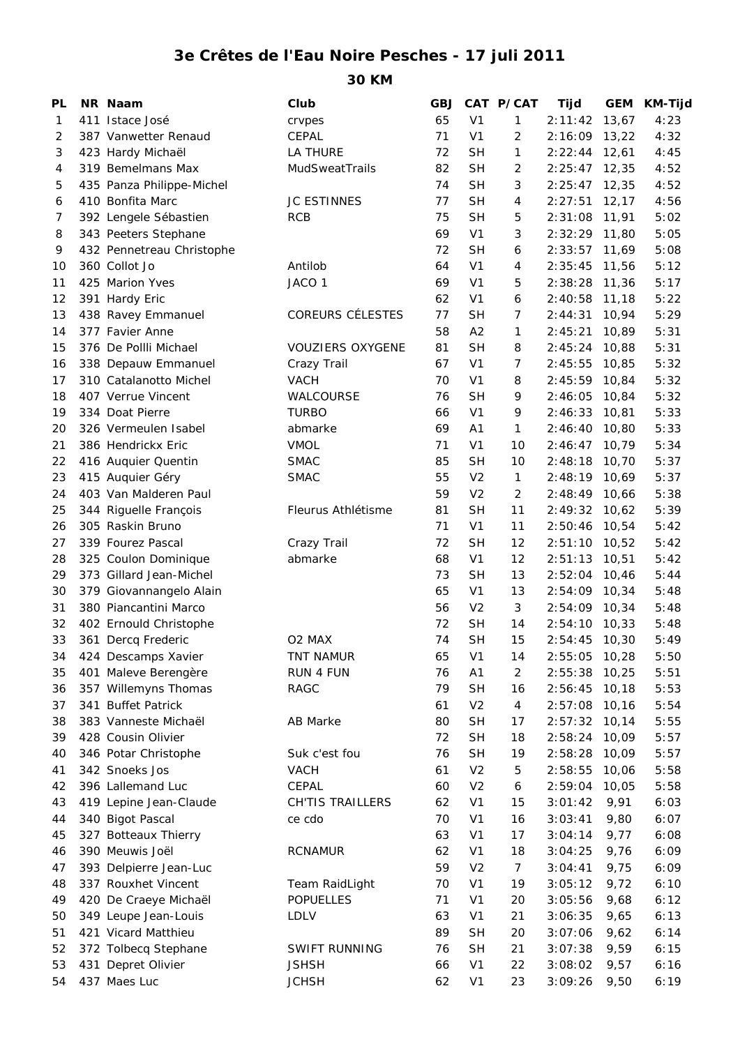# 3e Crêtes de l'Eau Noire Pesches - 17 juli 2011

## 30 KM

| PL | NR | Naam | Club | GBJ | CAT | P/CAT | Tijd | GEM | KM-Tijd |
|---|---|---|---|---|---|---|---|---|---|
| 1 | 411 | Istace José | crvpes | 65 | V1 | 1 | 2:11:42 | 13,67 | 4:23 |
| 2 | 387 | Vanwetter Renaud | CEPAL | 71 | V1 | 2 | 2:16:09 | 13,22 | 4:32 |
| 3 | 423 | Hardy Michaël | LA THURE | 72 | SH | 1 | 2:22:44 | 12,61 | 4:45 |
| 4 | 319 | Bemelmans Max | MudSweatTrails | 82 | SH | 2 | 2:25:47 | 12,35 | 4:52 |
| 5 | 435 | Panza Philippe-Michel | | 74 | SH | 3 | 2:25:47 | 12,35 | 4:52 |
| 6 | 410 | Bonfita Marc | JC ESTINNES | 77 | SH | 4 | 2:27:51 | 12,17 | 4:56 |
| 7 | 392 | Lengele Sébastien | RCB | 75 | SH | 5 | 2:31:08 | 11,91 | 5:02 |
| 8 | 343 | Peeters Stephane | | 69 | V1 | 3 | 2:32:29 | 11,80 | 5:05 |
| 9 | 432 | Pennetreau Christophe | | 72 | SH | 6 | 2:33:57 | 11,69 | 5:08 |
| 10 | 360 | Collot Jo | Antilob | 64 | V1 | 4 | 2:35:45 | 11,56 | 5:12 |
| 11 | 425 | Marion Yves | JACO 1 | 69 | V1 | 5 | 2:38:28 | 11,36 | 5:17 |
| 12 | 391 | Hardy Eric | | 62 | V1 | 6 | 2:40:58 | 11,18 | 5:22 |
| 13 | 438 | Ravey Emmanuel | COREURS CÉLESTES | 77 | SH | 7 | 2:44:31 | 10,94 | 5:29 |
| 14 | 377 | Favier Anne | | 58 | A2 | 1 | 2:45:21 | 10,89 | 5:31 |
| 15 | 376 | De Pollli Michael | VOUZIERS OXYGENE | 81 | SH | 8 | 2:45:24 | 10,88 | 5:31 |
| 16 | 338 | Depauw Emmanuel | Crazy Trail | 67 | V1 | 7 | 2:45:55 | 10,85 | 5:32 |
| 17 | 310 | Catalanotto Michel | VACH | 70 | V1 | 8 | 2:45:59 | 10,84 | 5:32 |
| 18 | 407 | Verrue Vincent | WALCOURSE | 76 | SH | 9 | 2:46:05 | 10,84 | 5:32 |
| 19 | 334 | Doat Pierre | TURBO | 66 | V1 | 9 | 2:46:33 | 10,81 | 5:33 |
| 20 | 326 | Vermeulen Isabel | abmarke | 69 | A1 | 1 | 2:46:40 | 10,80 | 5:33 |
| 21 | 386 | Hendrickx Eric | VMOL | 71 | V1 | 10 | 2:46:47 | 10,79 | 5:34 |
| 22 | 416 | Auquier Quentin | SMAC | 85 | SH | 10 | 2:48:18 | 10,70 | 5:37 |
| 23 | 415 | Auquier Géry | SMAC | 55 | V2 | 1 | 2:48:19 | 10,69 | 5:37 |
| 24 | 403 | Van Malderen Paul | | 59 | V2 | 2 | 2:48:49 | 10,66 | 5:38 |
| 25 | 344 | Riguelle François | Fleurus Athlétisme | 81 | SH | 11 | 2:49:32 | 10,62 | 5:39 |
| 26 | 305 | Raskin Bruno | | 71 | V1 | 11 | 2:50:46 | 10,54 | 5:42 |
| 27 | 339 | Fourez Pascal | Crazy Trail | 72 | SH | 12 | 2:51:10 | 10,52 | 5:42 |
| 28 | 325 | Coulon Dominique | abmarke | 68 | V1 | 12 | 2:51:13 | 10,51 | 5:42 |
| 29 | 373 | Gillard Jean-Michel | | 73 | SH | 13 | 2:52:04 | 10,46 | 5:44 |
| 30 | 379 | Giovannangelo Alain | | 65 | V1 | 13 | 2:54:09 | 10,34 | 5:48 |
| 31 | 380 | Piancantini Marco | | 56 | V2 | 3 | 2:54:09 | 10,34 | 5:48 |
| 32 | 402 | Ernould Christophe | | 72 | SH | 14 | 2:54:10 | 10,33 | 5:48 |
| 33 | 361 | Dercq Frederic | O2 MAX | 74 | SH | 15 | 2:54:45 | 10,30 | 5:49 |
| 34 | 424 | Descamps Xavier | TNT NAMUR | 65 | V1 | 14 | 2:55:05 | 10,28 | 5:50 |
| 35 | 401 | Maleve Berengère | RUN 4 FUN | 76 | A1 | 2 | 2:55:38 | 10,25 | 5:51 |
| 36 | 357 | Willemyns Thomas | RAGC | 79 | SH | 16 | 2:56:45 | 10,18 | 5:53 |
| 37 | 341 | Buffet Patrick | | 61 | V2 | 4 | 2:57:08 | 10,16 | 5:54 |
| 38 | 383 | Vanneste Michaël | AB Marke | 80 | SH | 17 | 2:57:32 | 10,14 | 5:55 |
| 39 | 428 | Cousin Olivier | | 72 | SH | 18 | 2:58:24 | 10,09 | 5:57 |
| 40 | 346 | Potar Christophe | Suk c'est fou | 76 | SH | 19 | 2:58:28 | 10,09 | 5:57 |
| 41 | 342 | Snoeks Jos | VACH | 61 | V2 | 5 | 2:58:55 | 10,06 | 5:58 |
| 42 | 396 | Lallemand Luc | CEPAL | 60 | V2 | 6 | 2:59:04 | 10,05 | 5:58 |
| 43 | 419 | Lepine Jean-Claude | CH'TIS TRAILLERS | 62 | V1 | 15 | 3:01:42 | 9,91 | 6:03 |
| 44 | 340 | Bigot Pascal | ce cdo | 70 | V1 | 16 | 3:03:41 | 9,80 | 6:07 |
| 45 | 327 | Botteaux Thierry | | 63 | V1 | 17 | 3:04:14 | 9,77 | 6:08 |
| 46 | 390 | Meuwis Joël | RCNAMUR | 62 | V1 | 18 | 3:04:25 | 9,76 | 6:09 |
| 47 | 393 | Delpierre Jean-Luc | | 59 | V2 | 7 | 3:04:41 | 9,75 | 6:09 |
| 48 | 337 | Rouxhet Vincent | Team RaidLight | 70 | V1 | 19 | 3:05:12 | 9,72 | 6:10 |
| 49 | 420 | De Craeye Michaël | POPUELLES | 71 | V1 | 20 | 3:05:56 | 9,68 | 6:12 |
| 50 | 349 | Leupe Jean-Louis | LDLV | 63 | V1 | 21 | 3:06:35 | 9,65 | 6:13 |
| 51 | 421 | Vicard Matthieu | | 89 | SH | 20 | 3:07:06 | 9,62 | 6:14 |
| 52 | 372 | Tolbecq Stephane | SWIFT RUNNING | 76 | SH | 21 | 3:07:38 | 9,59 | 6:15 |
| 53 | 431 | Depret Olivier | JSHSH | 66 | V1 | 22 | 3:08:02 | 9,57 | 6:16 |
| 54 | 437 | Maes Luc | JCHSH | 62 | V1 | 23 | 3:09:26 | 9,50 | 6:19 |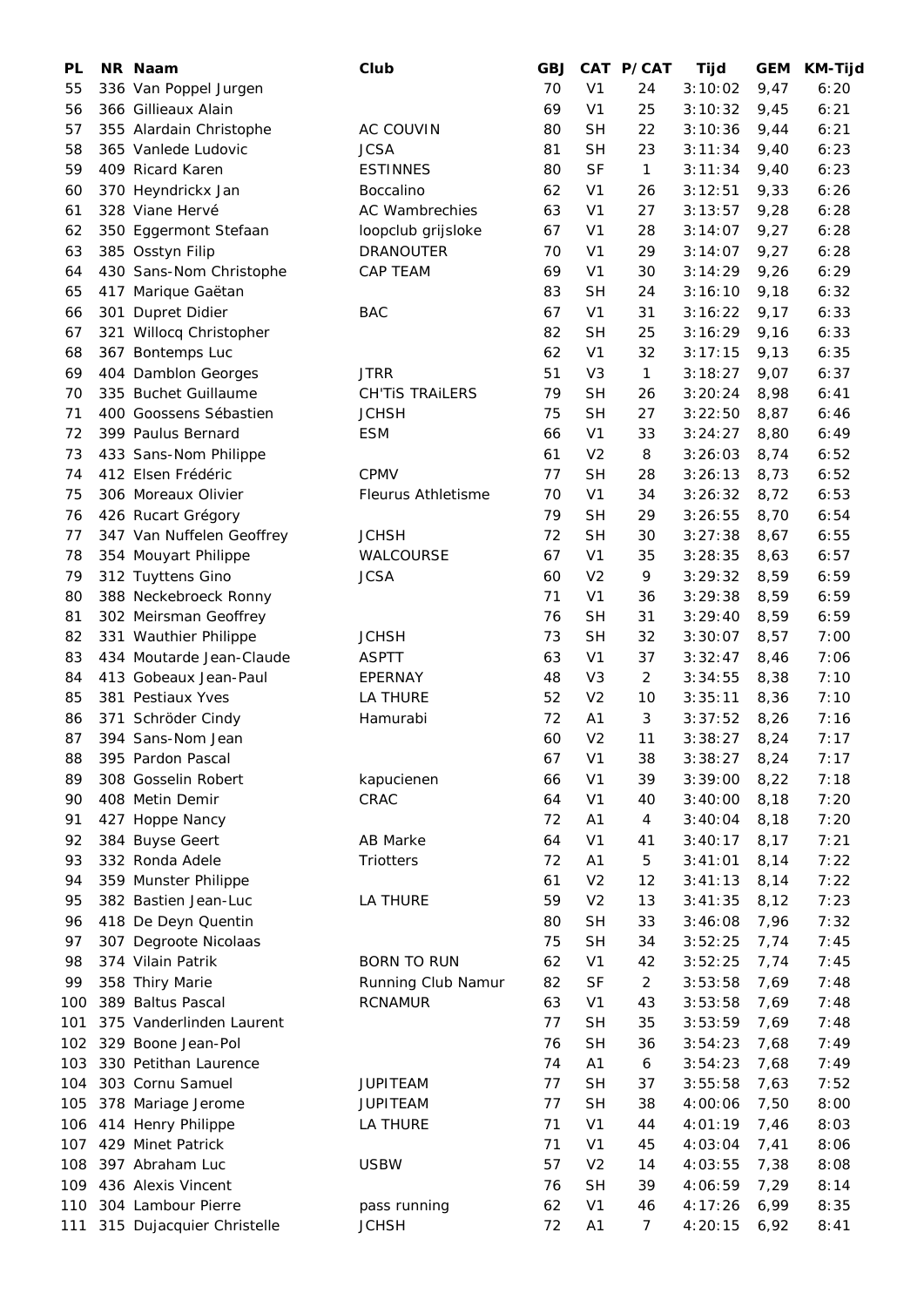| PL | NR | Naam | Club | GBJ | CAT | P/CAT | Tijd | GEM | KM-Tijd |
|---|---|---|---|---|---|---|---|---|---|
| 55 | 336 | Van Poppel Jurgen | | 70 | V1 | 24 | 3:10:02 | 9,47 | 6:20 |
| 56 | 366 | Gillieaux Alain | | 69 | V1 | 25 | 3:10:32 | 9,45 | 6:21 |
| 57 | 355 | Alardain Christophe | AC COUVIN | 80 | SH | 22 | 3:10:36 | 9,44 | 6:21 |
| 58 | 365 | Vanlede Ludovic | JCSA | 81 | SH | 23 | 3:11:34 | 9,40 | 6:23 |
| 59 | 409 | Ricard Karen | ESTINNES | 80 | SF | 1 | 3:11:34 | 9,40 | 6:23 |
| 60 | 370 | Heyndrickx Jan | Boccalino | 62 | V1 | 26 | 3:12:51 | 9,33 | 6:26 |
| 61 | 328 | Viane Hervé | AC Wambrechies | 63 | V1 | 27 | 3:13:57 | 9,28 | 6:28 |
| 62 | 350 | Eggermont Stefaan | loopclub grijsloke | 67 | V1 | 28 | 3:14:07 | 9,27 | 6:28 |
| 63 | 385 | Osstyn Filip | DRANOUTER | 70 | V1 | 29 | 3:14:07 | 9,27 | 6:28 |
| 64 | 430 | Sans-Nom Christophe | CAP TEAM | 69 | V1 | 30 | 3:14:29 | 9,26 | 6:29 |
| 65 | 417 | Marique Gaëtan | | 83 | SH | 24 | 3:16:10 | 9,18 | 6:32 |
| 66 | 301 | Dupret Didier | BAC | 67 | V1 | 31 | 3:16:22 | 9,17 | 6:33 |
| 67 | 321 | Willocq Christopher | | 82 | SH | 25 | 3:16:29 | 9,16 | 6:33 |
| 68 | 367 | Bontemps Luc | | 62 | V1 | 32 | 3:17:15 | 9,13 | 6:35 |
| 69 | 404 | Damblon Georges | JTRR | 51 | V3 | 1 | 3:18:27 | 9,07 | 6:37 |
| 70 | 335 | Buchet Guillaume | CH'TiS TRAiLERS | 79 | SH | 26 | 3:20:24 | 8,98 | 6:41 |
| 71 | 400 | Goossens Sébastien | JCHSH | 75 | SH | 27 | 3:22:50 | 8,87 | 6:46 |
| 72 | 399 | Paulus Bernard | ESM | 66 | V1 | 33 | 3:24:27 | 8,80 | 6:49 |
| 73 | 433 | Sans-Nom Philippe | | 61 | V2 | 8 | 3:26:03 | 8,74 | 6:52 |
| 74 | 412 | Elsen Frédéric | CPMV | 77 | SH | 28 | 3:26:13 | 8,73 | 6:52 |
| 75 | 306 | Moreaux Olivier | Fleurus Athletisme | 70 | V1 | 34 | 3:26:32 | 8,72 | 6:53 |
| 76 | 426 | Rucart Grégory | | 79 | SH | 29 | 3:26:55 | 8,70 | 6:54 |
| 77 | 347 | Van Nuffelen Geoffrey | JCHSH | 72 | SH | 30 | 3:27:38 | 8,67 | 6:55 |
| 78 | 354 | Mouyart Philippe | WALCOURSE | 67 | V1 | 35 | 3:28:35 | 8,63 | 6:57 |
| 79 | 312 | Tuyttens Gino | JCSA | 60 | V2 | 9 | 3:29:32 | 8,59 | 6:59 |
| 80 | 388 | Neckebroeck Ronny | | 71 | V1 | 36 | 3:29:38 | 8,59 | 6:59 |
| 81 | 302 | Meirsman Geoffrey | | 76 | SH | 31 | 3:29:40 | 8,59 | 6:59 |
| 82 | 331 | Wauthier Philippe | JCHSH | 73 | SH | 32 | 3:30:07 | 8,57 | 7:00 |
| 83 | 434 | Moutarde Jean-Claude | ASPTT | 63 | V1 | 37 | 3:32:47 | 8,46 | 7:06 |
| 84 | 413 | Gobeaux Jean-Paul | EPERNAY | 48 | V3 | 2 | 3:34:55 | 8,38 | 7:10 |
| 85 | 381 | Pestiaux Yves | LA THURE | 52 | V2 | 10 | 3:35:11 | 8,36 | 7:10 |
| 86 | 371 | Schröder Cindy | Hamurabi | 72 | A1 | 3 | 3:37:52 | 8,26 | 7:16 |
| 87 | 394 | Sans-Nom Jean | | 60 | V2 | 11 | 3:38:27 | 8,24 | 7:17 |
| 88 | 395 | Pardon Pascal | | 67 | V1 | 38 | 3:38:27 | 8,24 | 7:17 |
| 89 | 308 | Gosselin Robert | kapucienen | 66 | V1 | 39 | 3:39:00 | 8,22 | 7:18 |
| 90 | 408 | Metin Demir | CRAC | 64 | V1 | 40 | 3:40:00 | 8,18 | 7:20 |
| 91 | 427 | Hoppe Nancy | | 72 | A1 | 4 | 3:40:04 | 8,18 | 7:20 |
| 92 | 384 | Buyse Geert | AB Marke | 64 | V1 | 41 | 3:40:17 | 8,17 | 7:21 |
| 93 | 332 | Ronda Adele | Triotters | 72 | A1 | 5 | 3:41:01 | 8,14 | 7:22 |
| 94 | 359 | Munster Philippe | | 61 | V2 | 12 | 3:41:13 | 8,14 | 7:22 |
| 95 | 382 | Bastien Jean-Luc | LA THURE | 59 | V2 | 13 | 3:41:35 | 8,12 | 7:23 |
| 96 | 418 | De Deyn Quentin | | 80 | SH | 33 | 3:46:08 | 7,96 | 7:32 |
| 97 | 307 | Degroote Nicolaas | | 75 | SH | 34 | 3:52:25 | 7,74 | 7:45 |
| 98 | 374 | Vilain Patrik | BORN TO RUN | 62 | V1 | 42 | 3:52:25 | 7,74 | 7:45 |
| 99 | 358 | Thiry Marie | Running Club Namur | 82 | SF | 2 | 3:53:58 | 7,69 | 7:48 |
| 100 | 389 | Baltus Pascal | RCNAMUR | 63 | V1 | 43 | 3:53:58 | 7,69 | 7:48 |
| 101 | 375 | Vanderlinden Laurent | | 77 | SH | 35 | 3:53:59 | 7,69 | 7:48 |
| 102 | 329 | Boone Jean-Pol | | 76 | SH | 36 | 3:54:23 | 7,68 | 7:49 |
| 103 | 330 | Petithan Laurence | | 74 | A1 | 6 | 3:54:23 | 7,68 | 7:49 |
| 104 | 303 | Cornu Samuel | JUPITEAM | 77 | SH | 37 | 3:55:58 | 7,63 | 7:52 |
| 105 | 378 | Mariage Jerome | JUPITEAM | 77 | SH | 38 | 4:00:06 | 7,50 | 8:00 |
| 106 | 414 | Henry Philippe | LA THURE | 71 | V1 | 44 | 4:01:19 | 7,46 | 8:03 |
| 107 | 429 | Minet Patrick | | 71 | V1 | 45 | 4:03:04 | 7,41 | 8:06 |
| 108 | 397 | Abraham Luc | USBW | 57 | V2 | 14 | 4:03:55 | 7,38 | 8:08 |
| 109 | 436 | Alexis Vincent | | 76 | SH | 39 | 4:06:59 | 7,29 | 8:14 |
| 110 | 304 | Lambour Pierre | pass running | 62 | V1 | 46 | 4:17:26 | 6,99 | 8:35 |
| 111 | 315 | Dujacquier Christelle | JCHSH | 72 | A1 | 7 | 4:20:15 | 6,92 | 8:41 |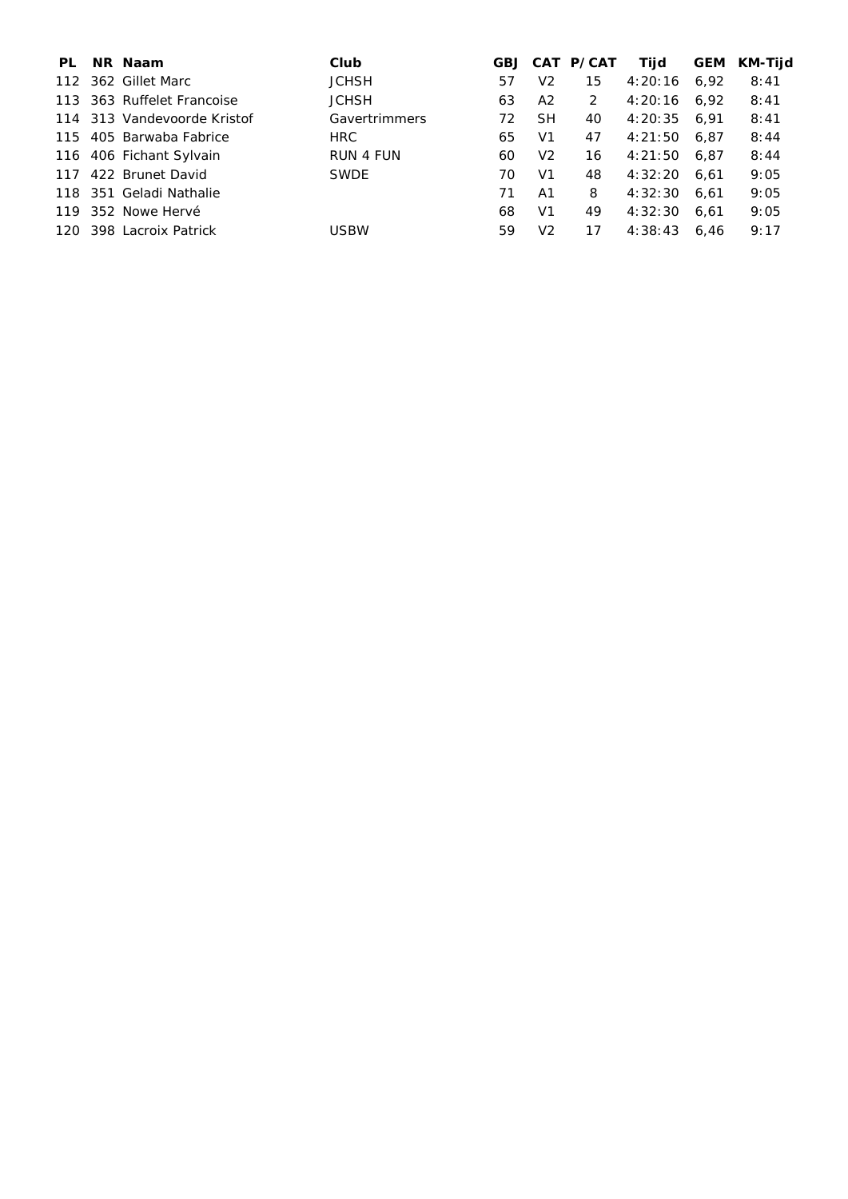| PL | NR | Naam | Club | GBJ | CAT | P/CAT | Tijd | GEM | KM-Tijd |
|---|---|---|---|---|---|---|---|---|---|
| 112 | 362 | Gillet Marc | JCHSH | 57 | V2 | 15 | 4:20:16 | 6,92 | 8:41 |
| 113 | 363 | Ruffelet Francoise | JCHSH | 63 | A2 | 2 | 4:20:16 | 6,92 | 8:41 |
| 114 | 313 | Vandevoorde Kristof | Gavertrimmers | 72 | SH | 40 | 4:20:35 | 6,91 | 8:41 |
| 115 | 405 | Barwaba Fabrice | HRC | 65 | V1 | 47 | 4:21:50 | 6,87 | 8:44 |
| 116 | 406 | Fichant Sylvain | RUN 4 FUN | 60 | V2 | 16 | 4:21:50 | 6,87 | 8:44 |
| 117 | 422 | Brunet David | SWDE | 70 | V1 | 48 | 4:32:20 | 6,61 | 9:05 |
| 118 | 351 | Geladi Nathalie | | 71 | A1 | 8 | 4:32:30 | 6,61 | 9:05 |
| 119 | 352 | Nowe Hervé | | 68 | V1 | 49 | 4:32:30 | 6,61 | 9:05 |
| 120 | 398 | Lacroix Patrick | USBW | 59 | V2 | 17 | 4:38:43 | 6,46 | 9:17 |